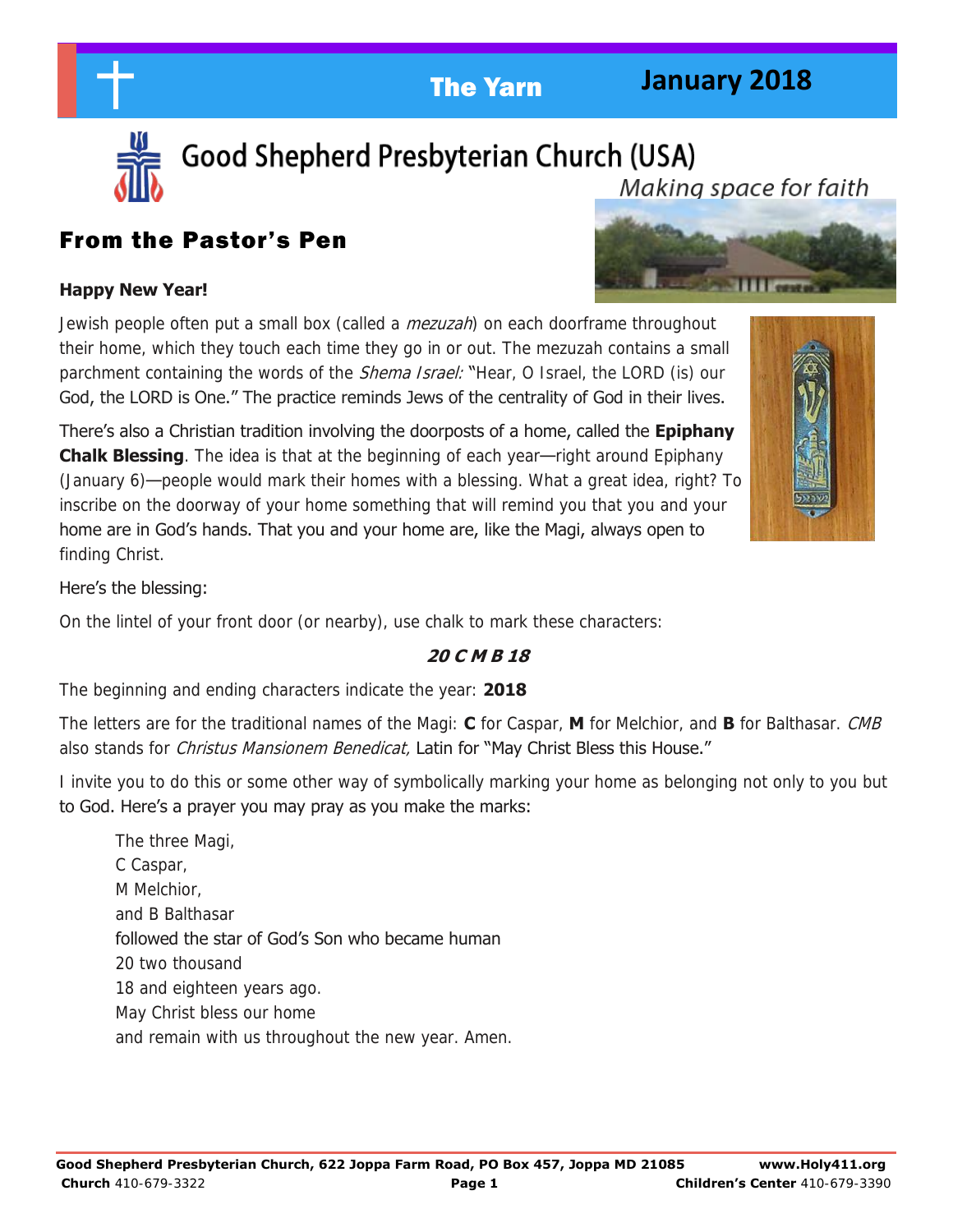# The Yarn — January 2018

# Good Shepherd Presbyterian Church (USA)

*Making space for faith*

## From the Pastor's Pen

**Happy New Year!**

Jewish people often put a small box (called a *mezuzah*) on each doorframe throughout their home, which they touch each time they go in or out. The mezuzah contains a small parchment containing the words of the *Shema Israel:* "Hear, O Israel, the LORD (is) our God, the LORD is One." The practice reminds Jews of the centrality of God in their lives.

There's also a Christian tradition involving the doorposts of a home, called the **Epiphany Chalk Blessing**. The idea is that at the beginning of each year—right around Epiphany (January 6)—people would mark their homes with a blessing. What a great idea, right? To inscribe on the doorway of your home something that will remind you that you and your home are in God's hands. That you and your home are, like the Magi, always open to finding Christ.

Here's the blessing:

On the lintel of your front door (or nearby), use chalk to mark these characters:

***20 C M B 18***

The beginning and ending characters indicate the year: **2018**

The letters are for the traditional names of the Magi: **C** for Caspar, **M** for Melchior, and **B** for Balthasar. *CMB* also stands for *Christus Mansionem Benedicat,* Latin for "May Christ Bless this House."

I invite you to do this or some other way of symbolically marking your home as belonging not only to you but to God. Here's a prayer you may pray as you make the marks:

> The three Magi,
> C Caspar,
> M Melchior,
> and B Balthasar
> followed the star of God's Son who became human
> 20 two thousand
> 18 and eighteen years ago.
> May Christ bless our home
> and remain with us throughout the new year. Amen.

**Good Shepherd Presbyterian Church, 622 Joppa Farm Road, PO Box 457, Joppa MD 21085** **www.Holy411.org**
**Church** 410-679-3322 **Children's Center** 410-679-3390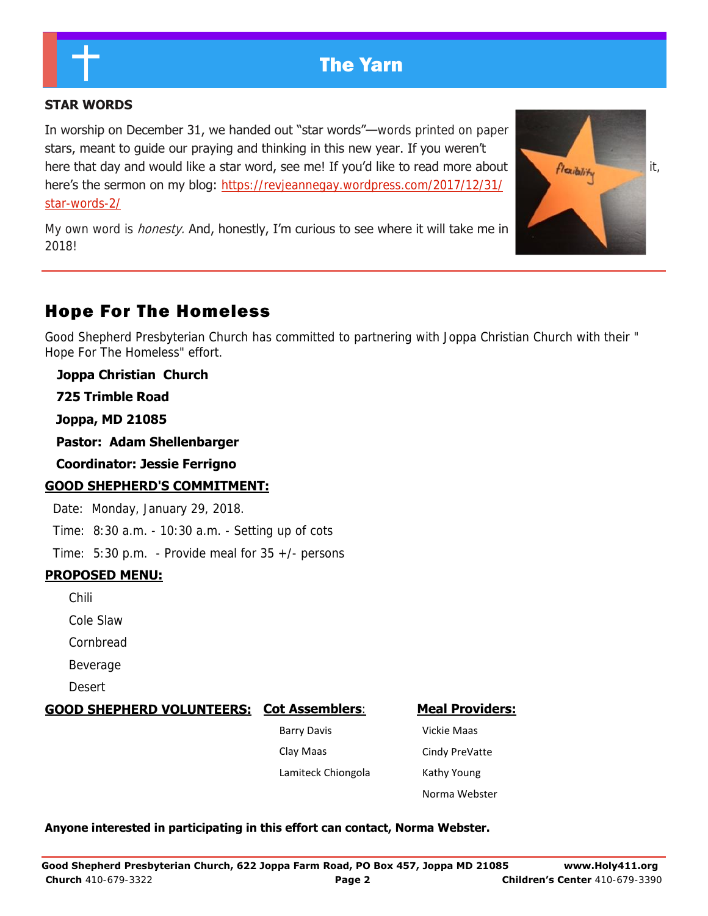# The Yarn

### STAR WORDS

In worship on December 31, we handed out "star words"—words printed on paper stars, meant to guide our praying and thinking in this new year. If you weren't here that day and would like a star word, see me! If you'd like to read more about it, here's the sermon on my blog: https://revjeannegay.wordpress.com/2017/12/31/star-words-2/

My own word is *honesty.* And, honestly, I'm curious to see where it will take me in 2018!

## Hope For The Homeless

Good Shepherd Presbyterian Church has committed to partnering with Joppa Christian Church with their " Hope For The Homeless" effort.

**Joppa Christian Church**

**725 Trimble Road**

**Joppa, MD 21085**

**Pastor: Adam Shellenbarger**

**Coordinator: Jessie Ferrigno**

**GOOD SHEPHERD'S COMMITMENT:**

Date: Monday, January 29, 2018.

Time: 8:30 a.m. - 10:30 a.m. - Setting up of cots

Time: 5:30 p.m. - Provide meal for 35 +/- persons

**PROPOSED MENU:**

Chili

Cole Slaw

Cornbread

Beverage

Desert

**GOOD SHEPHERD VOLUNTEERS:**

**Cot Assemblers:**

Barry Davis

Clay Maas

Lamiteck Chiongola

**Meal Providers:**

Vickie Maas

Cindy PreVatte

Kathy Young

Norma Webster

**Anyone interested in participating in this effort can contact, Norma Webster.**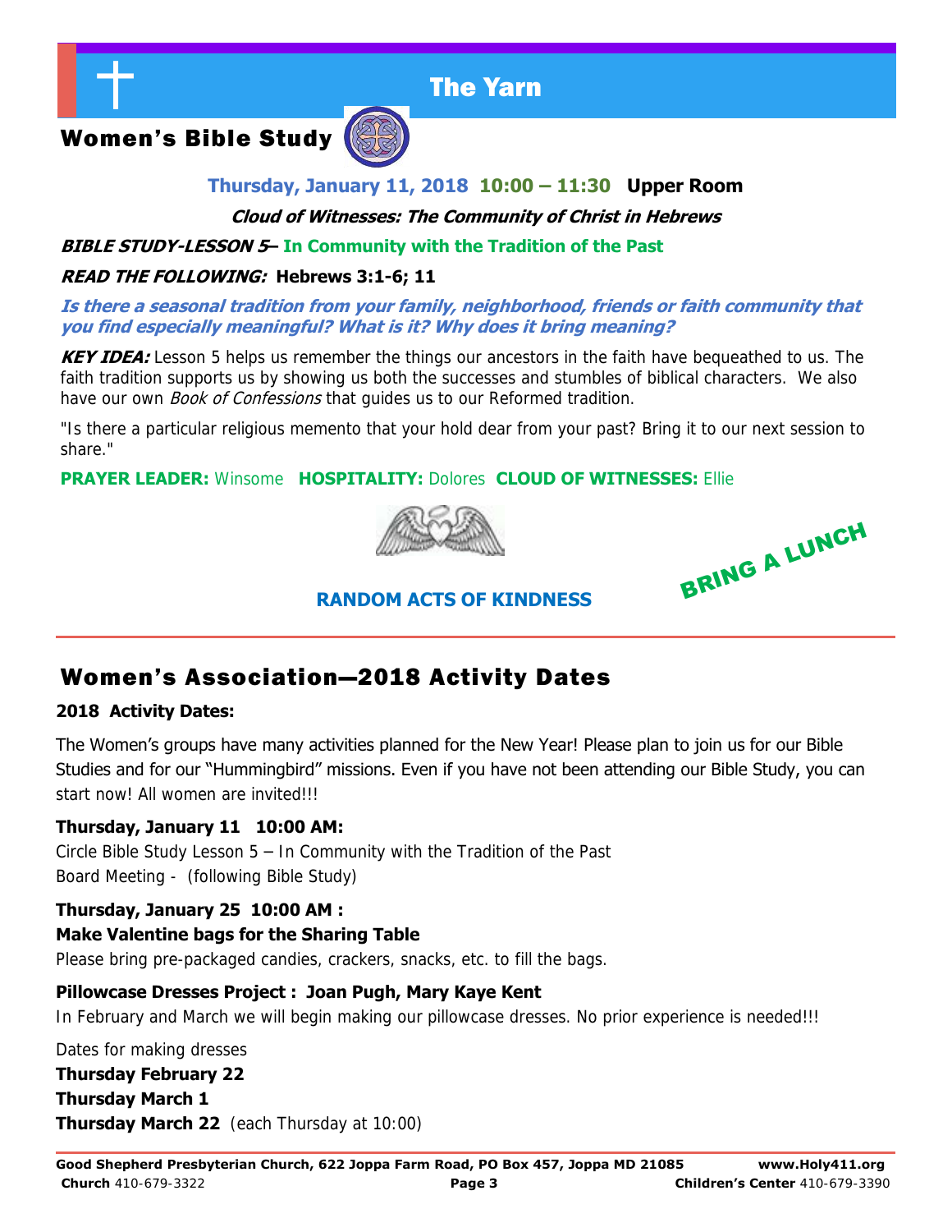# The Yarn

## Women's Bible Study

**Thursday, January 11, 2018 10:00 – 11:30 Upper Room**

***Cloud of Witnesses: The Community of Christ in Hebrews***

***BIBLE STUDY-LESSON 5*– In Community with the Tradition of the Past**

***READ THE FOLLOWING:* Hebrews 3:1-6; 11**

***Is there a seasonal tradition from your family, neighborhood, friends or faith community that you find especially meaningful? What is it? Why does it bring meaning?***

***KEY IDEA:*** Lesson 5 helps us remember the things our ancestors in the faith have bequeathed to us. The faith tradition supports us by showing us both the successes and stumbles of biblical characters. We also have our own *Book of Confessions* that guides us to our Reformed tradition.

"Is there a particular religious memento that your hold dear from your past? Bring it to our next session to share."

**PRAYER LEADER:** Winsome **HOSPITALITY:** Dolores **CLOUD OF WITNESSES:** Ellie

**RANDOM ACTS OF KINDNESS**

**BRING A LUNCH**

## Women's Association—2018 Activity Dates

**2018 Activity Dates:**

The Women's groups have many activities planned for the New Year! Please plan to join us for our Bible Studies and for our "Hummingbird" missions. Even if you have not been attending our Bible Study, you can start now! All women are invited!!!

**Thursday, January 11 10:00 AM:**
Circle Bible Study Lesson 5 – In Community with the Tradition of the Past
Board Meeting - (following Bible Study)

**Thursday, January 25 10:00 AM :**
**Make Valentine bags for the Sharing Table**
Please bring pre-packaged candies, crackers, snacks, etc. to fill the bags.

**Pillowcase Dresses Project : Joan Pugh, Mary Kaye Kent**
In February and March we will begin making our pillowcase dresses. No prior experience is needed!!!

Dates for making dresses
**Thursday February 22**
**Thursday March 1**
**Thursday March 22** (each Thursday at 10:00)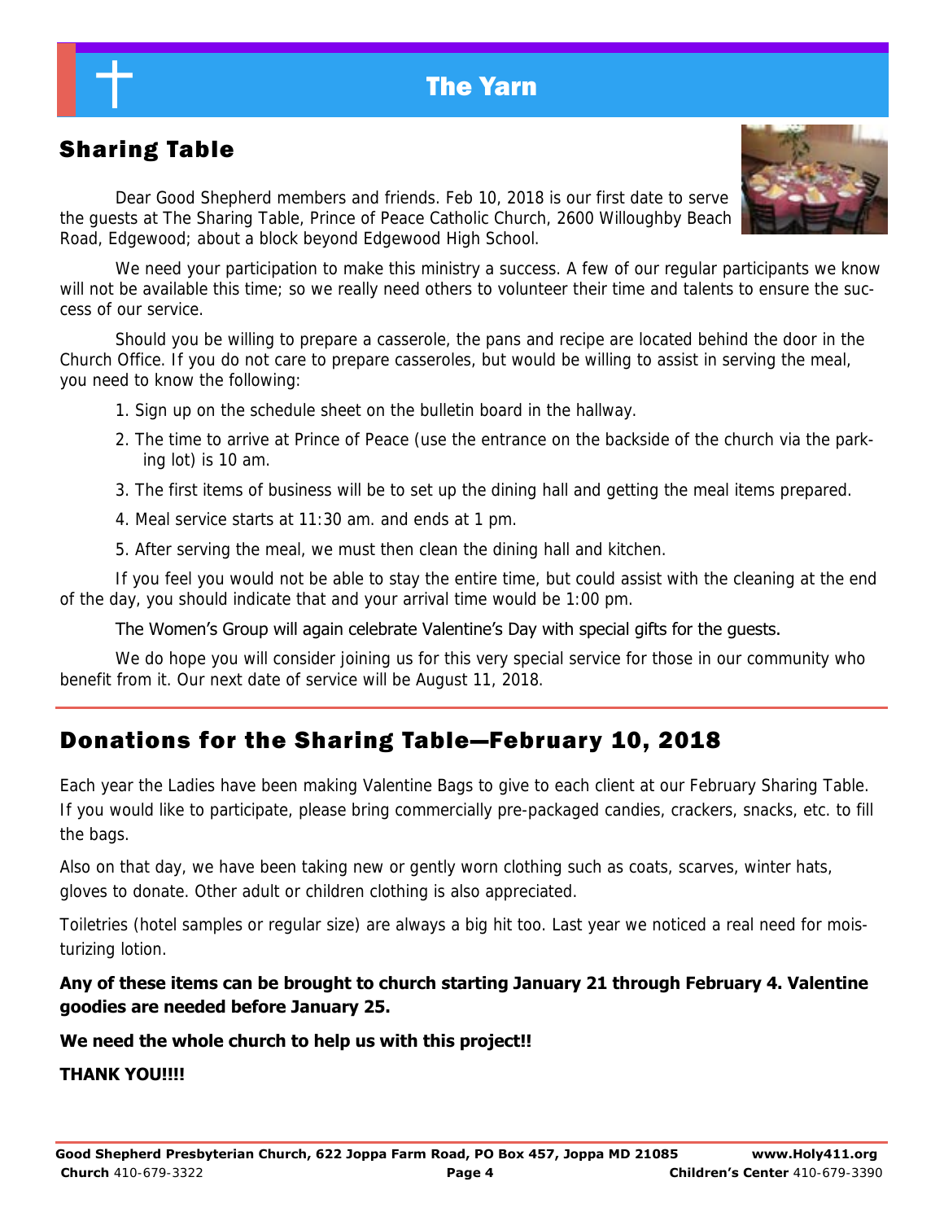## Sharing Table

Dear Good Shepherd members and friends. Feb 10, 2018 is our first date to serve the guests at The Sharing Table, Prince of Peace Catholic Church, 2600 Willoughby Beach Road, Edgewood; about a block beyond Edgewood High School.

We need your participation to make this ministry a success. A few of our regular participants we know will not be available this time; so we really need others to volunteer their time and talents to ensure the success of our service.

Should you be willing to prepare a casserole, the pans and recipe are located behind the door in the Church Office. If you do not care to prepare casseroles, but would be willing to assist in serving the meal, you need to know the following:

1. Sign up on the schedule sheet on the bulletin board in the hallway.
2. The time to arrive at Prince of Peace (use the entrance on the backside of the church via the parking lot) is 10 am.
3. The first items of business will be to set up the dining hall and getting the meal items prepared.
4. Meal service starts at 11:30 am. and ends at 1 pm.
5. After serving the meal, we must then clean the dining hall and kitchen.

If you feel you would not be able to stay the entire time, but could assist with the cleaning at the end of the day, you should indicate that and your arrival time would be 1:00 pm.

The Women's Group will again celebrate Valentine's Day with special gifts for the guests.

We do hope you will consider joining us for this very special service for those in our community who benefit from it. Our next date of service will be August 11, 2018.

## Donations for the Sharing Table—February 10, 2018

Each year the Ladies have been making Valentine Bags to give to each client at our February Sharing Table. If you would like to participate, please bring commercially pre-packaged candies, crackers, snacks, etc. to fill the bags.

Also on that day, we have been taking new or gently worn clothing such as coats, scarves, winter hats, gloves to donate. Other adult or children clothing is also appreciated.

Toiletries (hotel samples or regular size) are always a big hit too. Last year we noticed a real need for moisturizing lotion.

**Any of these items can be brought to church starting January 21 through February 4. Valentine goodies are needed before January 25.**

**We need the whole church to help us with this project!!**

**THANK YOU!!!!**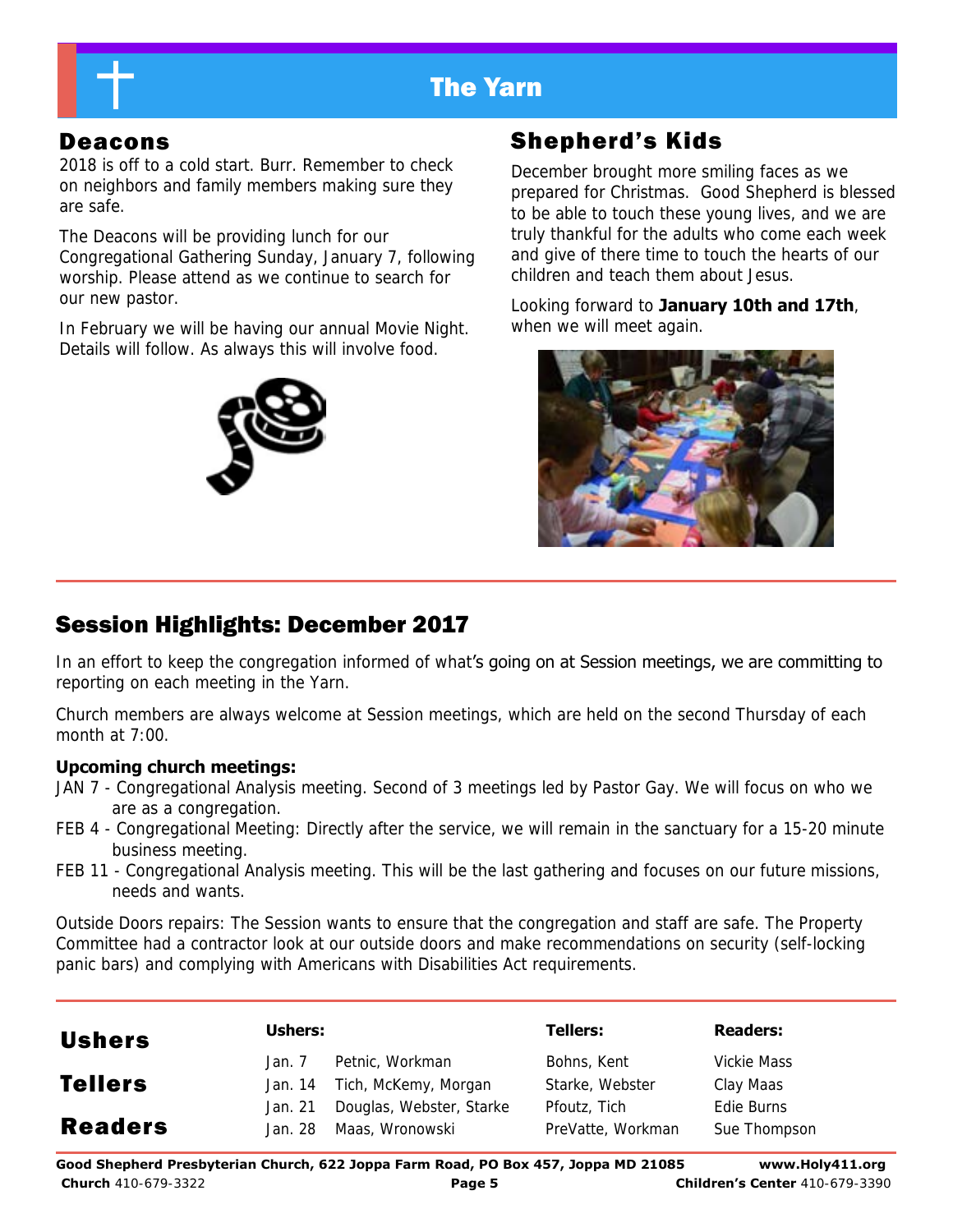# The Yarn

## Deacons

2018 is off to a cold start. Burr. Remember to check on neighbors and family members making sure they are safe.

The Deacons will be providing lunch for our Congregational Gathering Sunday, January 7, following worship. Please attend as we continue to search for our new pastor.

In February we will be having our annual Movie Night. Details will follow. As always this will involve food.

## Shepherd's Kids

December brought more smiling faces as we prepared for Christmas. Good Shepherd is blessed to be able to touch these young lives, and we are truly thankful for the adults who come each week and give of there time to touch the hearts of our children and teach them about Jesus.

Looking forward to **January 10th and 17th**, when we will meet again.

## Session Highlights: December 2017

In an effort to keep the congregation informed of what's going on at Session meetings, we are committing to reporting on each meeting in the Yarn.

Church members are always welcome at Session meetings, which are held on the second Thursday of each month at 7:00.

**Upcoming church meetings:**

- JAN 7 - Congregational Analysis meeting. Second of 3 meetings led by Pastor Gay. We will focus on who we are as a congregation.
- FEB 4 - Congregational Meeting: Directly after the service, we will remain in the sanctuary for a 15-20 minute business meeting.
- FEB 11 - Congregational Analysis meeting. This will be the last gathering and focuses on our future missions, needs and wants.

Outside Doors repairs: The Session wants to ensure that the congregation and staff are safe. The Property Committee had a contractor look at our outside doors and make recommendations on security (self-locking panic bars) and complying with Americans with Disabilities Act requirements.

## Ushers Tellers Readers

| | Ushers: | Tellers: | Readers: |
|---|---|---|---|
| Jan. 7 | Petnic, Workman | Bohns, Kent | Vickie Mass |
| Jan. 14 | Tich, McKemy, Morgan | Starke, Webster | Clay Maas |
| Jan. 21 | Douglas, Webster, Starke | Pfoutz, Tich | Edie Burns |
| Jan. 28 | Maas, Wronowski | PreVatte, Workman | Sue Thompson |

**Good Shepherd Presbyterian Church, 622 Joppa Farm Road, PO Box 457, Joppa MD 21085** **www.Holy411.org**
**Church** 410-679-3322 **Children's Center** 410-679-3390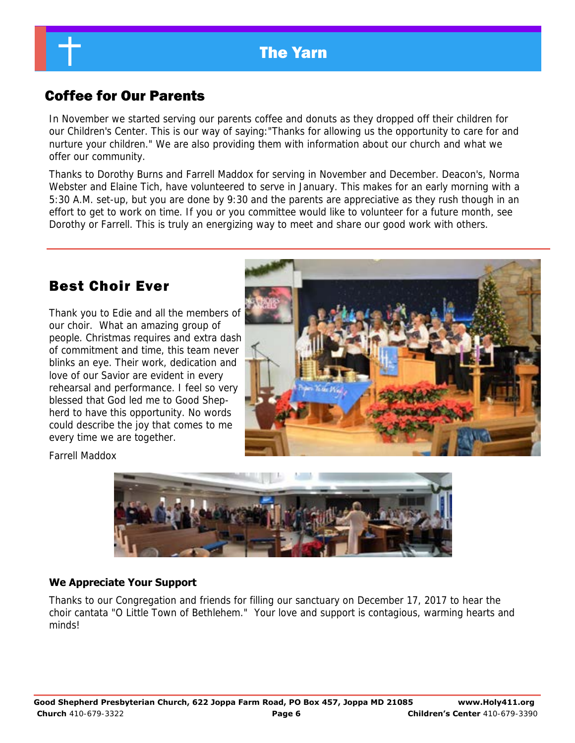## Coffee for Our Parents

In November we started serving our parents coffee and donuts as they dropped off their children for our Children's Center. This is our way of saying:"Thanks for allowing us the opportunity to care for and nurture your children." We are also providing them with information about our church and what we offer our community.

Thanks to Dorothy Burns and Farrell Maddox for serving in November and December. Deacon's, Norma Webster and Elaine Tich, have volunteered to serve in January. This makes for an early morning with a 5:30 A.M. set-up, but you are done by 9:30 and the parents are appreciative as they rush though in an effort to get to work on time. If you or you committee would like to volunteer for a future month, see Dorothy or Farrell. This is truly an energizing way to meet and share our good work with others.

## Best Choir Ever

Thank you to Edie and all the members of our choir. What an amazing group of people. Christmas requires and extra dash of commitment and time, this team never blinks an eye. Their work, dedication and love of our Savior are evident in every rehearsal and performance. I feel so very blessed that God led me to Good Shepherd to have this opportunity. No words could describe the joy that comes to me every time we are together.

Farrell Maddox

### We Appreciate Your Support

Thanks to our Congregation and friends for filling our sanctuary on December 17, 2017 to hear the choir cantata "O Little Town of Bethlehem." Your love and support is contagious, warming hearts and minds!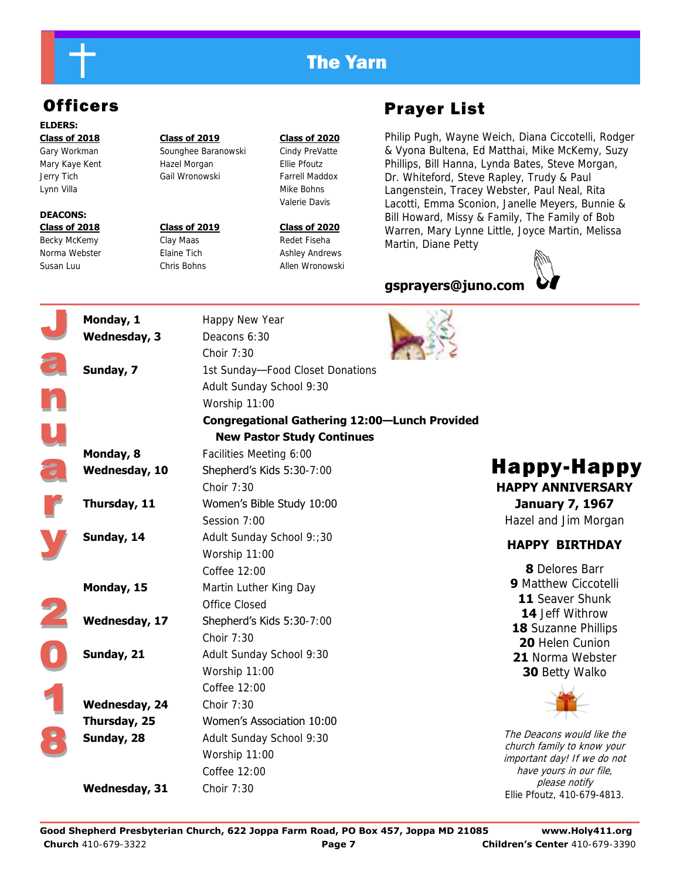# The Yarn

## Officers

**ELDERS:**

| Class of 2018 | Class of 2019 | Class of 2020 |
|---|---|---|
| Gary Workman | Sounghee Baranowski | Cindy PreVatte |
| Mary Kaye Kent | Hazel Morgan | Ellie Pfoutz |
| Jerry Tich | Gail Wronowski | Farrell Maddox |
| Lynn Villa | | Mike Bohns |
| | | Valerie Davis |

**DEACONS:**

| Class of 2018 | Class of 2019 | Class of 2020 |
|---|---|---|
| Becky McKemy | Clay Maas | Redet Fiseha |
| Norma Webster | Elaine Tich | Ashley Andrews |
| Susan Luu | Chris Bohns | Allen Wronowski |

## Prayer List

Philip Pugh, Wayne Weich, Diana Ciccotelli, Rodger & Vyona Bultena, Ed Matthai, Mike McKemy, Suzy Phillips, Bill Hanna, Lynda Bates, Steve Morgan, Dr. Whiteford, Steve Rapley, Trudy & Paul Langenstein, Tracey Webster, Paul Neal, Rita Lacotti, Emma Sconion, Janelle Meyers, Bunnie & Bill Howard, Missy & Family, The Family of Bob Warren, Mary Lynne Little, Joyce Martin, Melissa Martin, Diane Petty

**gsprayers@juno.com**

## January 2018

| | |
|---|---|
| **Monday, 1** | Happy New Year |
| **Wednesday, 3** | Deacons 6:30 |
| | Choir 7:30 |
| **Sunday, 7** | 1st Sunday—Food Closet Donations |
| | Adult Sunday School 9:30 |
| | Worship 11:00 |
| | **Congregational Gathering 12:00—Lunch Provided** |
| | **New Pastor Study Continues** |
| **Monday, 8** | Facilities Meeting 6:00 |
| **Wednesday, 10** | Shepherd's Kids 5:30-7:00 |
| | Choir 7:30 |
| **Thursday, 11** | Women's Bible Study 10:00 |
| | Session 7:00 |
| **Sunday, 14** | Adult Sunday School 9:;30 |
| | Worship 11:00 |
| | Coffee 12:00 |
| **Monday, 15** | Martin Luther King Day |
| | Office Closed |
| **Wednesday, 17** | Shepherd's Kids 5:30-7:00 |
| | Choir 7:30 |
| **Sunday, 21** | Adult Sunday School 9:30 |
| | Worship 11:00 |
| | Coffee 12:00 |
| **Wednesday, 24** | Choir 7:30 |
| **Thursday, 25** | Women's Association 10:00 |
| **Sunday, 28** | Adult Sunday School 9:30 |
| | Worship 11:00 |
| | Coffee 12:00 |
| **Wednesday, 31** | Choir 7:30 |

## Happy-Happy

**HAPPY ANNIVERSARY**

**January 7, 1967**

Hazel and Jim Morgan

**HAPPY BIRTHDAY**

**8** Delores Barr
**9** Matthew Ciccotelli
**11** Seaver Shunk
**14** Jeff Withrow
**18** Suzanne Phillips
**20** Helen Cunion
**21** Norma Webster
**30** Betty Walko

*The Deacons would like the church family to know your important day! If we do not have yours in our file, please notify* Ellie Pfoutz, 410-679-4813.

**Good Shepherd Presbyterian Church, 622 Joppa Farm Road, PO Box 457, Joppa MD 21085** **www.Holy411.org**
**Church** 410-679-3322 **Children's Center** 410-679-3390